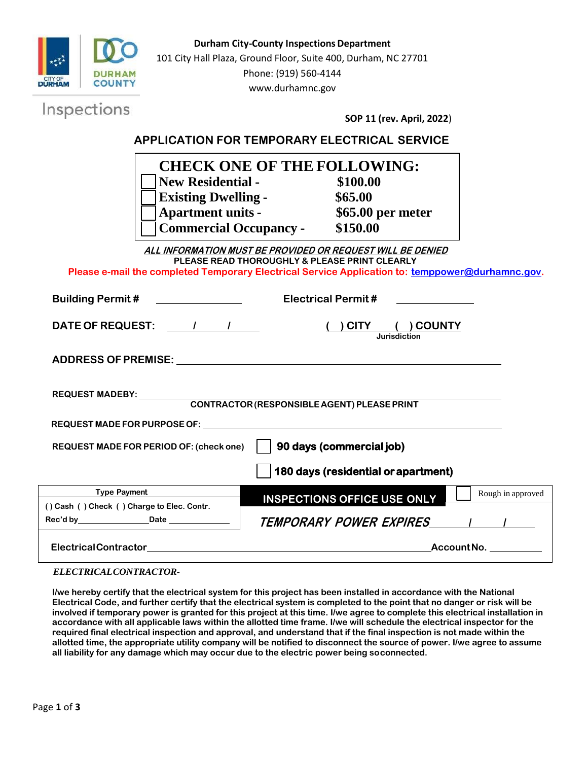**Durham City-County Inspections Department**
101 City Hall Plaza, Ground Floor, Suite 400, Durham, NC 27701
Phone: (919) 560-4144
www.durhamnc.gov

Inspections

**SOP 11 (rev. April, 2022)**

## APPLICATION FOR TEMPORARY ELECTRICAL SERVICE

**CHECK ONE OF THE FOLLOWING:**

| | | |
|---|---|---|
| ☐ | **New Residential -** | **$100.00** |
| ☐ | **Existing Dwelling -** | **$65.00** |
| ☐ | **Apartment units -** | **$65.00 per meter** |
| ☐ | **Commercial Occupancy -** | **$150.00** |

***ALL INFORMATION MUST BE PROVIDED OR REQUEST WILL BE DENIED***

**PLEASE READ THOROUGHLY & PLEASE PRINT CLEARLY**

**Please e-mail the completed Temporary Electrical Service Application to: temppower@durhamnc.gov.**

**Building Permit #** ______________ **Electrical Permit #** ______________

**DATE OF REQUEST:** ____/____/____ **( ) CITY ( ) COUNTY**
Jurisdiction

**ADDRESS OF PREMISE:** ________________________________________

**REQUEST MADE BY:** ________________________________________
**CONTRACTOR (RESPONSIBLE AGENT) PLEASE PRINT**

**REQUEST MADE FOR PURPOSE OF:** ________________________________________

**REQUEST MADE FOR PERIOD OF: (check one)** ☐ **90 days (commercial job)**

☐ **180 days (residential or apartment)**

| Type Payment | INSPECTIONS OFFICE USE ONLY | ☐ Rough in approved |
|---|---|---|
| ( ) Cash ( ) Check ( ) Charge to Elec. Contr. Rec'd by______________ Date ____________ | *TEMPORARY POWER EXPIRES* ____/____/____ | |
| Electrical Contractor ________________________________ | | Account No. __________ |

***ELECTRICAL CONTRACTOR-***

**I/we hereby certify that the electrical system for this project has been installed in accordance with the National Electrical Code, and further certify that the electrical system is completed to the point that no danger or risk will be involved if temporary power is granted for this project at this time. I/we agree to complete this electrical installation in accordance with all applicable laws within the allotted time frame. I/we will schedule the electrical inspector for the required final electrical inspection and approval, and understand that if the final inspection is not made within the allotted time, the appropriate utility company will be notified to disconnect the source of power. I/we agree to assume all liability for any damage which may occur due to the electric power being soconnected.**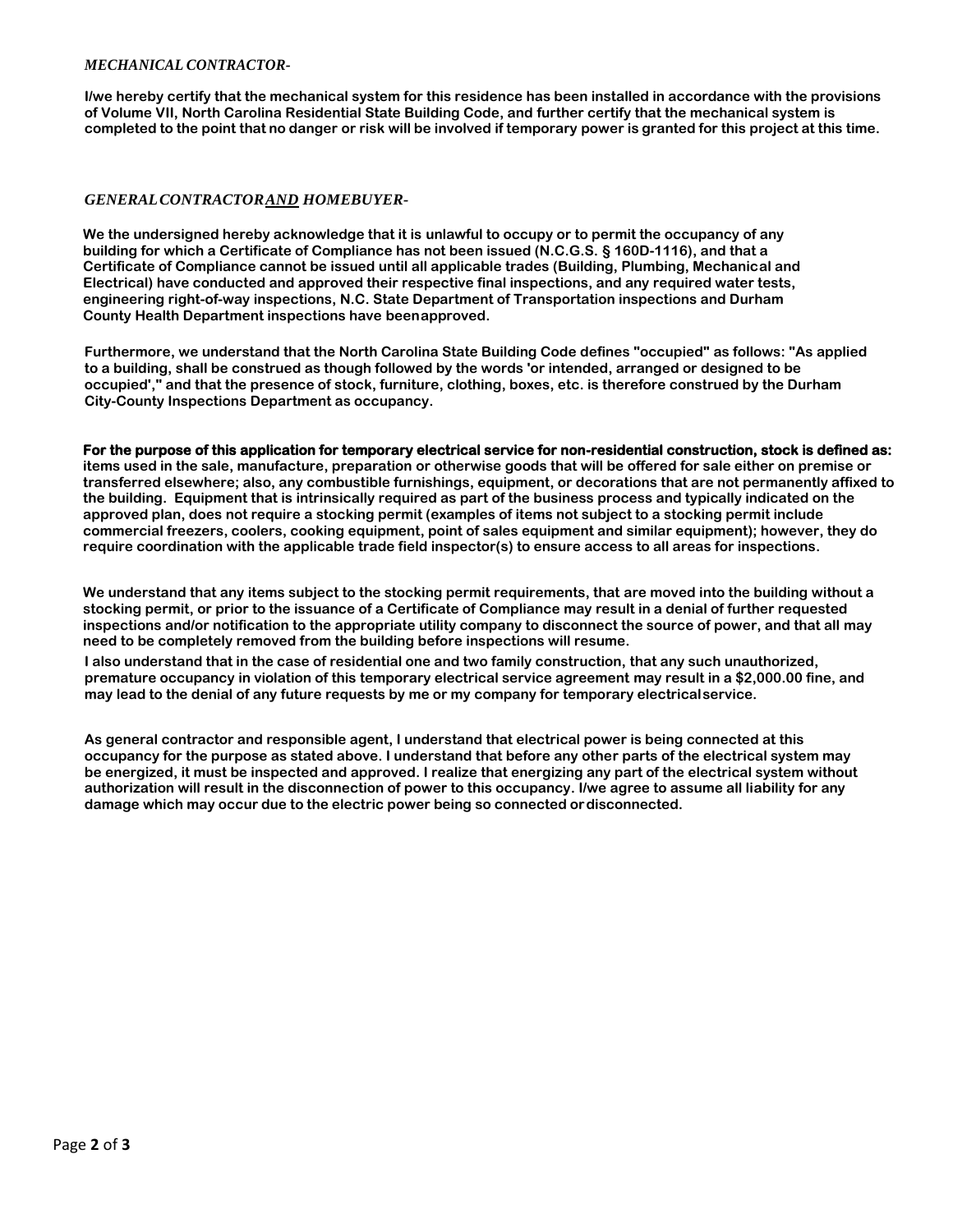***MECHANICAL CONTRACTOR-***

**I/we hereby certify that the mechanical system for this residence has been installed in accordance with the provisions of Volume VII, North Carolina Residential State Building Code, and further certify that the mechanical system is completed to the point that no danger or risk will be involved if temporary power is granted for this project at this time.**

***GENERAL CONTRACTOR <u>AND</u> HOMEBUYER-***

**We the undersigned hereby acknowledge that it is unlawful to occupy or to permit the occupancy of any building for which a Certificate of Compliance has not been issued (N.C.G.S. § 160D-1116), and that a Certificate of Compliance cannot be issued until all applicable trades (Building, Plumbing, Mechanical and Electrical) have conducted and approved their respective final inspections, and any required water tests, engineering right-of-way inspections, N.C. State Department of Transportation inspections and Durham County Health Department inspections have been approved.**

**Furthermore, we understand that the North Carolina State Building Code defines "occupied" as follows: "As applied to a building, shall be construed as though followed by the words 'or intended, arranged or designed to be occupied'," and that the presence of stock, furniture, clothing, boxes, etc. is therefore construed by the Durham City-County Inspections Department as occupancy.**

**For the purpose of this application for temporary electrical service for non-residential construction, stock is defined as: items used in the sale, manufacture, preparation or otherwise goods that will be offered for sale either on premise or transferred elsewhere; also, any combustible furnishings, equipment, or decorations that are not permanently affixed to the building. Equipment that is intrinsically required as part of the business process and typically indicated on the approved plan, does not require a stocking permit (examples of items not subject to a stocking permit include commercial freezers, coolers, cooking equipment, point of sales equipment and similar equipment); however, they do require coordination with the applicable trade field inspector(s) to ensure access to all areas for inspections.**

**We understand that any items subject to the stocking permit requirements, that are moved into the building without a stocking permit, or prior to the issuance of a Certificate of Compliance may result in a denial of further requested inspections and/or notification to the appropriate utility company to disconnect the source of power, and that all may need to be completely removed from the building before inspections will resume.**

**I also understand that in the case of residential one and two family construction, that any such unauthorized, premature occupancy in violation of this temporary electrical service agreement may result in a $2,000.00 fine, and may lead to the denial of any future requests by me or my company for temporary electrical service.**

**As general contractor and responsible agent, I understand that electrical power is being connected at this occupancy for the purpose as stated above. I understand that before any other parts of the electrical system may be energized, it must be inspected and approved. I realize that energizing any part of the electrical system without authorization will result in the disconnection of power to this occupancy. I/we agree to assume all liability for any damage which may occur due to the electric power being so connected or disconnected.**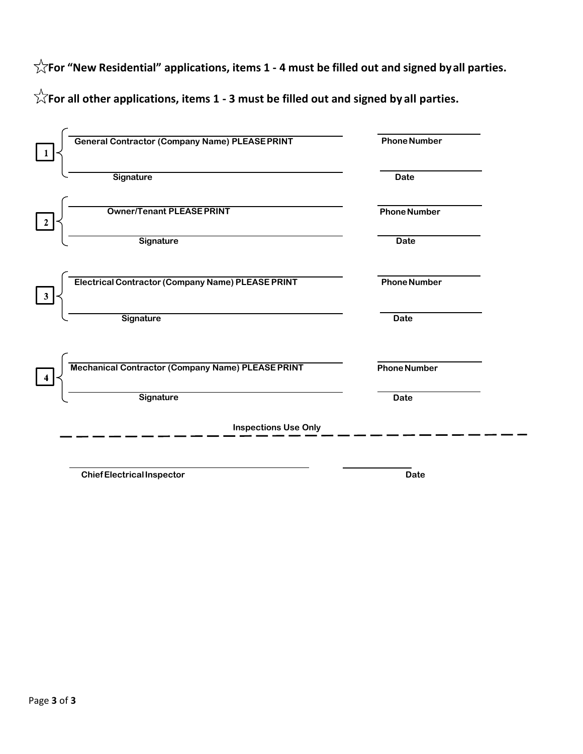☆**For "New Residential" applications, items 1 - 4 must be filled out and signed by all parties.**

☆**For all other applications, items 1 - 3 must be filled out and signed by all parties.**

**1**

**General Contractor (Company Name) PLEASE PRINT** — **Phone Number**

**Signature** — **Date**

**2**

**Owner/Tenant PLEASE PRINT** — **Phone Number**

**Signature** — **Date**

**3**

**Electrical Contractor (Company Name) PLEASE PRINT** — **Phone Number**

**Signature** — **Date**

**4**

**Mechanical Contractor (Company Name) PLEASE PRINT** — **Phone Number**

**Signature** — **Date**

**Inspections Use Only**

**Chief Electrical Inspector** — **Date**